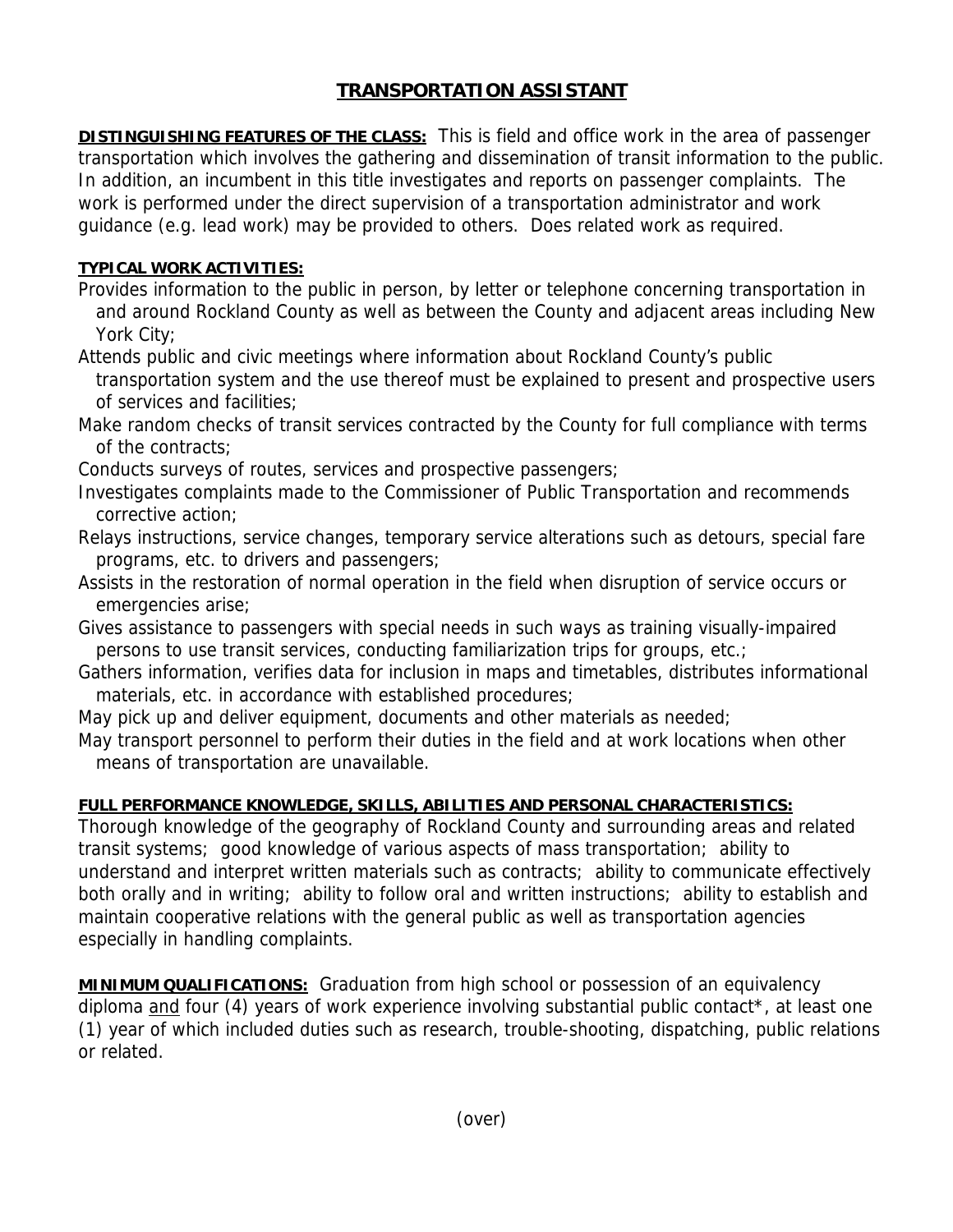# TRANSPORTATION ASSISTANT

**DISTINGUISHING FEATURES OF THE CLASS:** This is field and office work in the area of passenger transportation which involves the gathering and dissemination of transit information to the public. In addition, an incumbent in this title investigates and reports on passenger complaints. The work is performed under the direct supervision of a transportation administrator and work guidance (e.g. lead work) may be provided to others. Does related work as required.

**TYPICAL WORK ACTIVITIES:**

Provides information to the public in person, by letter or telephone concerning transportation in and around Rockland County as well as between the County and adjacent areas including New York City;

Attends public and civic meetings where information about Rockland County's public transportation system and the use thereof must be explained to present and prospective users of services and facilities;

Make random checks of transit services contracted by the County for full compliance with terms of the contracts;

Conducts surveys of routes, services and prospective passengers;

Investigates complaints made to the Commissioner of Public Transportation and recommends corrective action;

Relays instructions, service changes, temporary service alterations such as detours, special fare programs, etc. to drivers and passengers;

Assists in the restoration of normal operation in the field when disruption of service occurs or emergencies arise;

Gives assistance to passengers with special needs in such ways as training visually-impaired persons to use transit services, conducting familiarization trips for groups, etc.;

Gathers information, verifies data for inclusion in maps and timetables, distributes informational materials, etc. in accordance with established procedures;

May pick up and deliver equipment, documents and other materials as needed;

May transport personnel to perform their duties in the field and at work locations when other means of transportation are unavailable.

**FULL PERFORMANCE KNOWLEDGE, SKILLS, ABILITIES AND PERSONAL CHARACTERISTICS:**
Thorough knowledge of the geography of Rockland County and surrounding areas and related transit systems; good knowledge of various aspects of mass transportation; ability to understand and interpret written materials such as contracts; ability to communicate effectively both orally and in writing; ability to follow oral and written instructions; ability to establish and maintain cooperative relations with the general public as well as transportation agencies especially in handling complaints.

**MINIMUM QUALIFICATIONS:** Graduation from high school or possession of an equivalency diploma and four (4) years of work experience involving substantial public contact*, at least one (1) year of which included duties such as research, trouble-shooting, dispatching, public relations or related.

(over)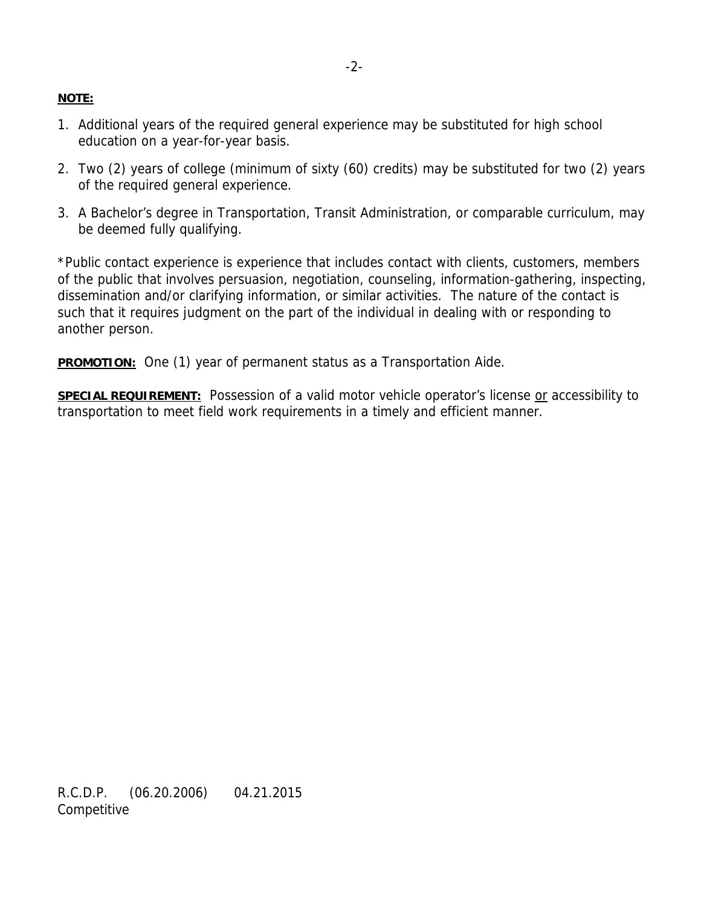**NOTE:**

1. Additional years of the required general experience may be substituted for high school education on a year-for-year basis.

2. Two (2) years of college (minimum of sixty (60) credits) may be substituted for two (2) years of the required general experience.

3. A Bachelor's degree in Transportation, Transit Administration, or comparable curriculum, may be deemed fully qualifying.

*Public contact experience is experience that includes contact with clients, customers, members of the public that involves persuasion, negotiation, counseling, information-gathering, inspecting, dissemination and/or clarifying information, or similar activities. The nature of the contact is such that it requires judgment on the part of the individual in dealing with or responding to another person.

**PROMOTION:** One (1) year of permanent status as a Transportation Aide.

**SPECIAL REQUIREMENT:** Possession of a valid motor vehicle operator's license or accessibility to transportation to meet field work requirements in a timely and efficient manner.

R.C.D.P. (06.20.2006) 04.21.2015
Competitive